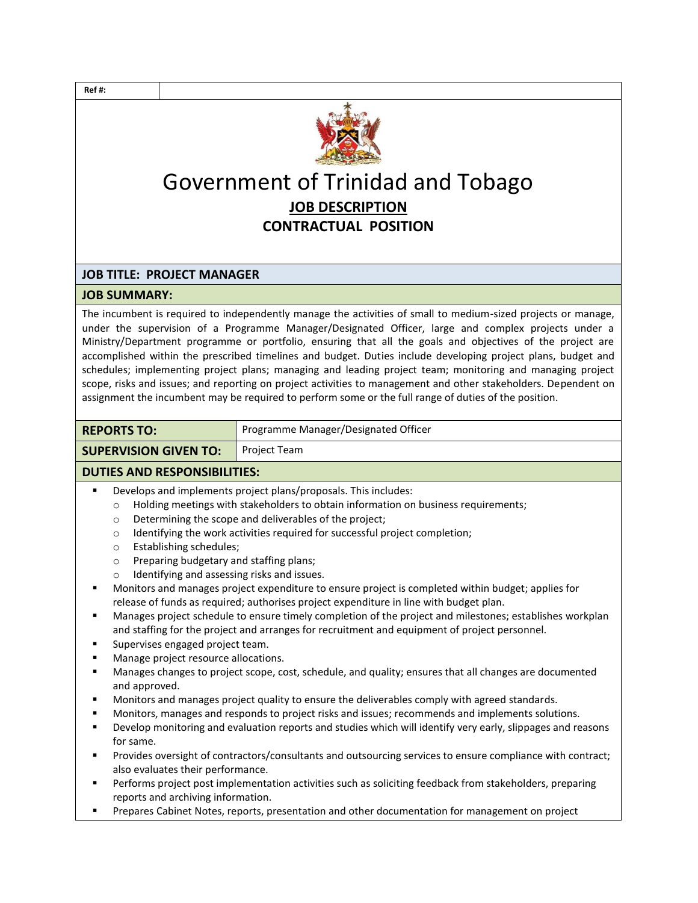| Ref #: | |
|---|---|

# Government of Trinidad and Tobago

## JOB DESCRIPTION

## CONTRACTUAL POSITION

**JOB TITLE: PROJECT MANAGER**

**JOB SUMMARY:**

The incumbent is required to independently manage the activities of small to medium-sized projects or manage, under the supervision of a Programme Manager/Designated Officer, large and complex projects under a Ministry/Department programme or portfolio, ensuring that all the goals and objectives of the project are accomplished within the prescribed timelines and budget. Duties include developing project plans, budget and schedules; implementing project plans; managing and leading project team; monitoring and managing project scope, risks and issues; and reporting on project activities to management and other stakeholders. Dependent on assignment the incumbent may be required to perform some or the full range of duties of the position.

| **REPORTS TO:** | Programme Manager/Designated Officer |
|---|---|
| **SUPERVISION GIVEN TO:** | Project Team |

**DUTIES AND RESPONSIBILITIES:**

- Develops and implements project plans/proposals. This includes:
  - Holding meetings with stakeholders to obtain information on business requirements;
  - Determining the scope and deliverables of the project;
  - Identifying the work activities required for successful project completion;
  - Establishing schedules;
  - Preparing budgetary and staffing plans;
  - Identifying and assessing risks and issues.
- Monitors and manages project expenditure to ensure project is completed within budget; applies for release of funds as required; authorises project expenditure in line with budget plan.
- Manages project schedule to ensure timely completion of the project and milestones; establishes workplan and staffing for the project and arranges for recruitment and equipment of project personnel.
- Supervises engaged project team.
- Manage project resource allocations.
- Manages changes to project scope, cost, schedule, and quality; ensures that all changes are documented and approved.
- Monitors and manages project quality to ensure the deliverables comply with agreed standards.
- Monitors, manages and responds to project risks and issues; recommends and implements solutions.
- Develop monitoring and evaluation reports and studies which will identify very early, slippages and reasons for same.
- Provides oversight of contractors/consultants and outsourcing services to ensure compliance with contract; also evaluates their performance.
- Performs project post implementation activities such as soliciting feedback from stakeholders, preparing reports and archiving information.
- Prepares Cabinet Notes, reports, presentation and other documentation for management on project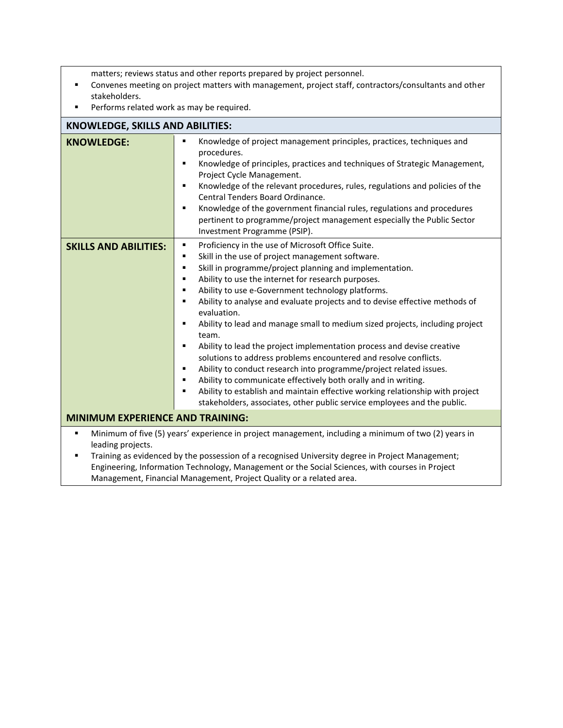matters; reviews status and other reports prepared by project personnel.

- Convenes meeting on project matters with management, project staff, contractors/consultants and other stakeholders.
- Performs related work as may be required.

## KNOWLEDGE, SKILLS AND ABILITIES:

| | |
|---|---|
| **KNOWLEDGE:** | ▪ Knowledge of project management principles, practices, techniques and procedures.<br>▪ Knowledge of principles, practices and techniques of Strategic Management, Project Cycle Management.<br>▪ Knowledge of the relevant procedures, rules, regulations and policies of the Central Tenders Board Ordinance.<br>▪ Knowledge of the government financial rules, regulations and procedures pertinent to programme/project management especially the Public Sector Investment Programme (PSIP). |
| **SKILLS AND ABILITIES:** | ▪ Proficiency in the use of Microsoft Office Suite.<br>▪ Skill in the use of project management software.<br>▪ Skill in programme/project planning and implementation.<br>▪ Ability to use the internet for research purposes.<br>▪ Ability to use e-Government technology platforms.<br>▪ Ability to analyse and evaluate projects and to devise effective methods of evaluation.<br>▪ Ability to lead and manage small to medium sized projects, including project team.<br>▪ Ability to lead the project implementation process and devise creative solutions to address problems encountered and resolve conflicts.<br>▪ Ability to conduct research into programme/project related issues.<br>▪ Ability to communicate effectively both orally and in writing.<br>▪ Ability to establish and maintain effective working relationship with project stakeholders, associates, other public service employees and the public. |

## MINIMUM EXPERIENCE AND TRAINING:

- Minimum of five (5) years' experience in project management, including a minimum of two (2) years in leading projects.
- Training as evidenced by the possession of a recognised University degree in Project Management; Engineering, Information Technology, Management or the Social Sciences, with courses in Project Management, Financial Management, Project Quality or a related area.